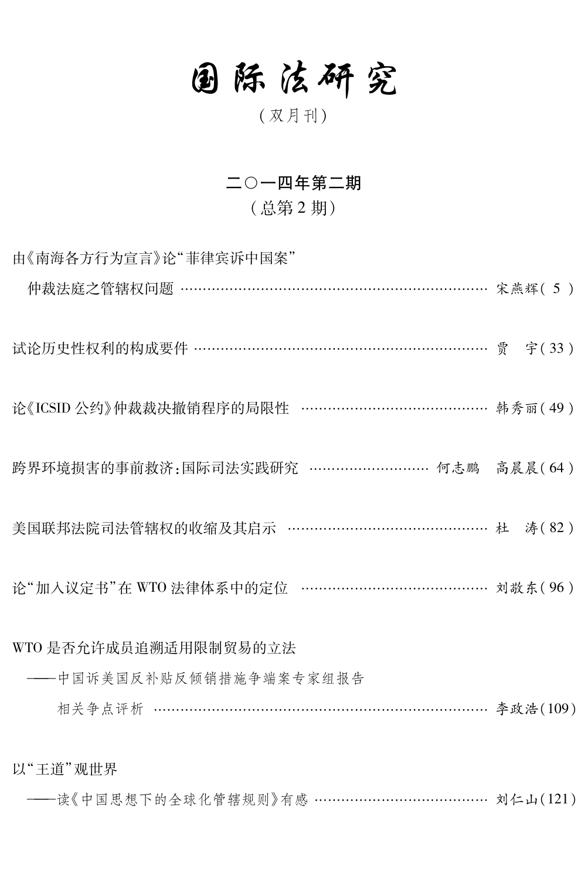# 国际法研究

（双月刊）

## 二〇一四年第二期

（总第 2 期）

由《南海各方行为宣言》论“菲律宾诉中国案”仲裁法庭之管辖权问题 …… 宋燕辉（5）

试论历史性权利的构成要件 …… 贾　宇（33）

论《ICSID 公约》仲裁裁决撤销程序的局限性 …… 韩秀丽（49）

跨界环境损害的事前救济：国际司法实践研究 …… 何志鹏　高晨晨（64）

美国联邦法院司法管辖权的收缩及其启示 …… 杜　涛（82）

论“加入议定书”在 WTO 法律体系中的定位 …… 刘敬东（96）

WTO 是否允许成员追溯适用限制贸易的立法

——中国诉美国反补贴反倾销措施争端案专家组报告相关争点评析 …… 李政浩（109）

以“王道”观世界

——读《中国思想下的全球化管辖规则》有感 …… 刘仁山（121）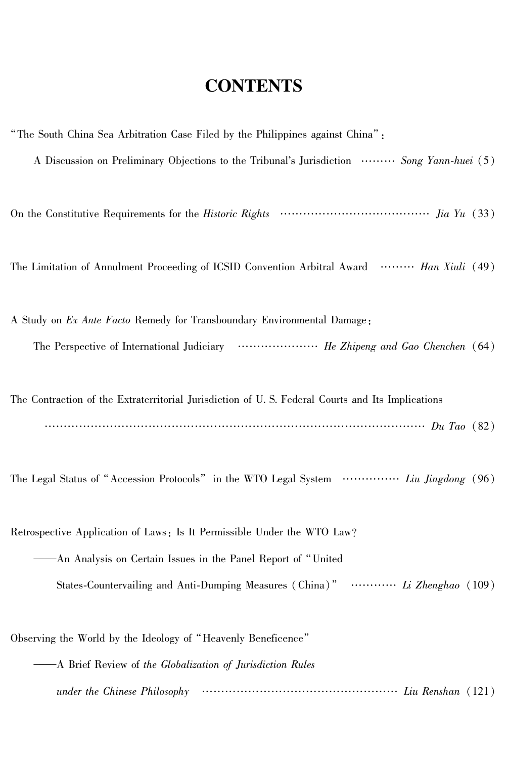# CONTENTS

"The South China Sea Arbitration Case Filed by the Philippines against China":

A Discussion on Preliminary Objections to the Tribunal's Jurisdiction ········ *Song Yann-huei* (5)

On the Constitutive Requirements for the *Historic Rights* ······································ *Jia Yu* (33)

The Limitation of Annulment Proceeding of ICSID Convention Arbitral Award ········ *Han Xiuli* (49)

A Study on *Ex Ante Facto* Remedy for Transboundary Environmental Damage:

The Perspective of International Judiciary ····················· *He Zhipeng and Gao Chenchen* (64)

The Contraction of the Extraterritorial Jurisdiction of U. S. Federal Courts and Its Implications

························································································ *Du Tao* (82)

The Legal Status of "Accession Protocols" in the WTO Legal System ··············· *Liu Jingdong* (96)

Retrospective Application of Laws: Is It Permissible Under the WTO Law?

——An Analysis on Certain Issues in the Panel Report of "United

States-Countervailing and Anti-Dumping Measures (China)" ··········· *Li Zhenghao* (109)

Observing the World by the Ideology of "Heavenly Beneficence"

——A Brief Review of *the Globalization of Jurisdiction Rules*

*under the Chinese Philosophy* ·················································· *Liu Renshan* (121)